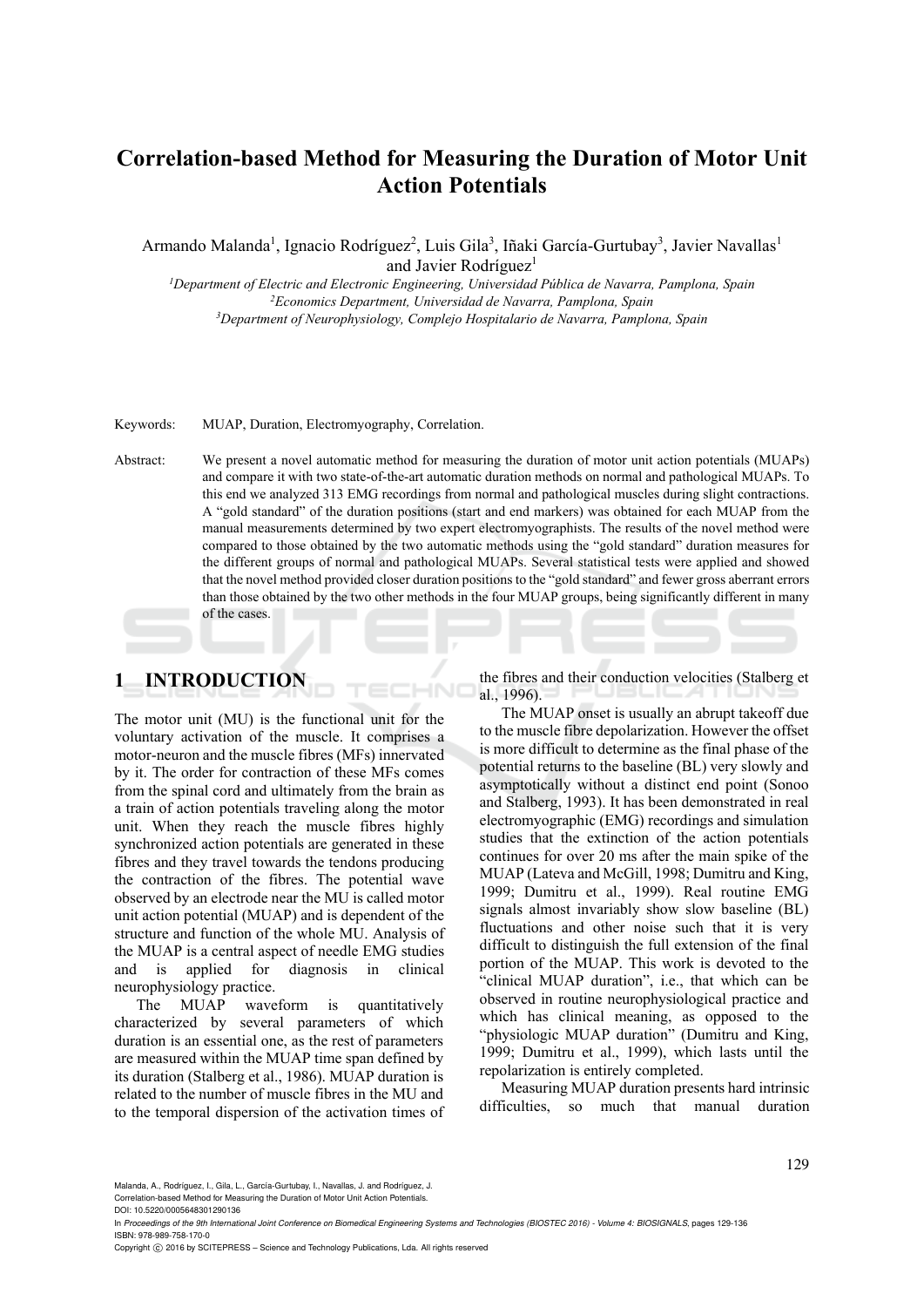# Correlation-based Method for Measuring the Duration of Motor Unit Action Potentials

Armando Malanda[1], Ignacio Rodríguez[2], Luis Gila[3], Iñaki García-Gurtubay[3], Javier Navallas[1] and Javier Rodríguez[1]

[1]*Department of Electric and Electronic Engineering, Universidad Pública de Navarra, Pamplona, Spain*
[2]*Economics Department, Universidad de Navarra, Pamplona, Spain*
[3]*Department of Neurophysiology, Complejo Hospitalario de Navarra, Pamplona, Spain*

Keywords: MUAP, Duration, Electromyography, Correlation.

Abstract: We present a novel automatic method for measuring the duration of motor unit action potentials (MUAPs) and compare it with two state-of-the-art automatic duration methods on normal and pathological MUAPs. To this end we analyzed 313 EMG recordings from normal and pathological muscles during slight contractions. A "gold standard" of the duration positions (start and end markers) was obtained for each MUAP from the manual measurements determined by two expert electromyographists. The results of the novel method were compared to those obtained by the two automatic methods using the "gold standard" duration measures for the different groups of normal and pathological MUAPs. Several statistical tests were applied and showed that the novel method provided closer duration positions to the "gold standard" and fewer gross aberrant errors than those obtained by the two other methods in the four MUAP groups, being significantly different in many of the cases.

## 1 INTRODUCTION

The motor unit (MU) is the functional unit for the voluntary activation of the muscle. It comprises a motor-neuron and the muscle fibres (MFs) innervated by it. The order for contraction of these MFs comes from the spinal cord and ultimately from the brain as a train of action potentials traveling along the motor unit. When they reach the muscle fibres highly synchronized action potentials are generated in these fibres and they travel towards the tendons producing the contraction of the fibres. The potential wave observed by an electrode near the MU is called motor unit action potential (MUAP) and is dependent of the structure and function of the whole MU. Analysis of the MUAP is a central aspect of needle EMG studies and is applied for diagnosis in clinical neurophysiology practice.

The MUAP waveform is quantitatively characterized by several parameters of which duration is an essential one, as the rest of parameters are measured within the MUAP time span defined by its duration (Stalberg et al., 1986). MUAP duration is related to the number of muscle fibres in the MU and to the temporal dispersion of the activation times of the fibres and their conduction velocities (Stalberg et al., 1996).

The MUAP onset is usually an abrupt takeoff due to the muscle fibre depolarization. However the offset is more difficult to determine as the final phase of the potential returns to the baseline (BL) very slowly and asymptotically without a distinct end point (Sonoo and Stalberg, 1993). It has been demonstrated in real electromyographic (EMG) recordings and simulation studies that the extinction of the action potentials continues for over 20 ms after the main spike of the MUAP (Lateva and McGill, 1998; Dumitru and King, 1999; Dumitru et al., 1999). Real routine EMG signals almost invariably show slow baseline (BL) fluctuations and other noise such that it is very difficult to distinguish the full extension of the final portion of the MUAP. This work is devoted to the "clinical MUAP duration", i.e., that which can be observed in routine neurophysiological practice and which has clinical meaning, as opposed to the "physiologic MUAP duration" (Dumitru and King, 1999; Dumitru et al., 1999), which lasts until the repolarization is entirely completed.

Measuring MUAP duration presents hard intrinsic difficulties, so much that manual duration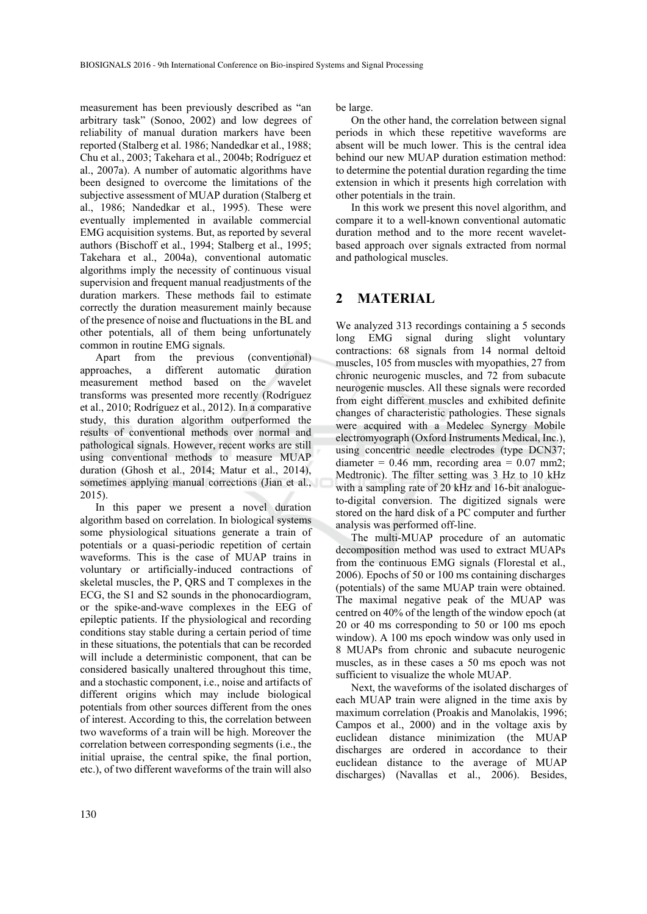measurement has been previously described as "an arbitrary task" (Sonoo, 2002) and low degrees of reliability of manual duration markers have been reported (Stalberg et al. 1986; Nandedkar et al., 1988; Chu et al., 2003; Takehara et al., 2004b; Rodríguez et al., 2007a). A number of automatic algorithms have been designed to overcome the limitations of the subjective assessment of MUAP duration (Stalberg et al., 1986; Nandedkar et al., 1995). These were eventually implemented in available commercial EMG acquisition systems. But, as reported by several authors (Bischoff et al., 1994; Stalberg et al., 1995; Takehara et al., 2004a), conventional automatic algorithms imply the necessity of continuous visual supervision and frequent manual readjustments of the duration markers. These methods fail to estimate correctly the duration measurement mainly because of the presence of noise and fluctuations in the BL and other potentials, all of them being unfortunately common in routine EMG signals.

Apart from the previous (conventional) approaches, a different automatic duration measurement method based on the wavelet transforms was presented more recently (Rodríguez et al., 2010; Rodríguez et al., 2012). In a comparative study, this duration algorithm outperformed the results of conventional methods over normal and pathological signals. However, recent works are still using conventional methods to measure MUAP duration (Ghosh et al., 2014; Matur et al., 2014), sometimes applying manual corrections (Jian et al., 2015).

In this paper we present a novel duration algorithm based on correlation. In biological systems some physiological situations generate a train of potentials or a quasi-periodic repetition of certain waveforms. This is the case of MUAP trains in voluntary or artificially-induced contractions of skeletal muscles, the P, QRS and T complexes in the ECG, the S1 and S2 sounds in the phonocardiogram, or the spike-and-wave complexes in the EEG of epileptic patients. If the physiological and recording conditions stay stable during a certain period of time in these situations, the potentials that can be recorded will include a deterministic component, that can be considered basically unaltered throughout this time, and a stochastic component, i.e., noise and artifacts of different origins which may include biological potentials from other sources different from the ones of interest. According to this, the correlation between two waveforms of a train will be high. Moreover the correlation between corresponding segments (i.e., the initial upraise, the central spike, the final portion, etc.), of two different waveforms of the train will also be large.

On the other hand, the correlation between signal periods in which these repetitive waveforms are absent will be much lower. This is the central idea behind our new MUAP duration estimation method: to determine the potential duration regarding the time extension in which it presents high correlation with other potentials in the train.

In this work we present this novel algorithm, and compare it to a well-known conventional automatic duration method and to the more recent wavelet-based approach over signals extracted from normal and pathological muscles.

## 2 MATERIAL

We analyzed 313 recordings containing a 5 seconds long EMG signal during slight voluntary contractions: 68 signals from 14 normal deltoid muscles, 105 from muscles with myopathies, 27 from chronic neurogenic muscles, and 72 from subacute neurogenic muscles. All these signals were recorded from eight different muscles and exhibited definite changes of characteristic pathologies. These signals were acquired with a Medelec Synergy Mobile electromyograph (Oxford Instruments Medical, Inc.), using concentric needle electrodes (type DCN37; diameter = 0.46 mm, recording area = 0.07 mm2; Medtronic). The filter setting was 3 Hz to 10 kHz with a sampling rate of 20 kHz and 16-bit analogue-to-digital conversion. The digitized signals were stored on the hard disk of a PC computer and further analysis was performed off-line.

The multi-MUAP procedure of an automatic decomposition method was used to extract MUAPs from the continuous EMG signals (Florestal et al., 2006). Epochs of 50 or 100 ms containing discharges (potentials) of the same MUAP train were obtained. The maximal negative peak of the MUAP was centred on 40% of the length of the window epoch (at 20 or 40 ms corresponding to 50 or 100 ms epoch window). A 100 ms epoch window was only used in 8 MUAPs from chronic and subacute neurogenic muscles, as in these cases a 50 ms epoch was not sufficient to visualize the whole MUAP.

Next, the waveforms of the isolated discharges of each MUAP train were aligned in the time axis by maximum correlation (Proakis and Manolakis, 1996; Campos et al., 2000) and in the voltage axis by euclidean distance minimization (the MUAP discharges are ordered in accordance to their euclidean distance to the average of MUAP discharges) (Navallas et al., 2006). Besides,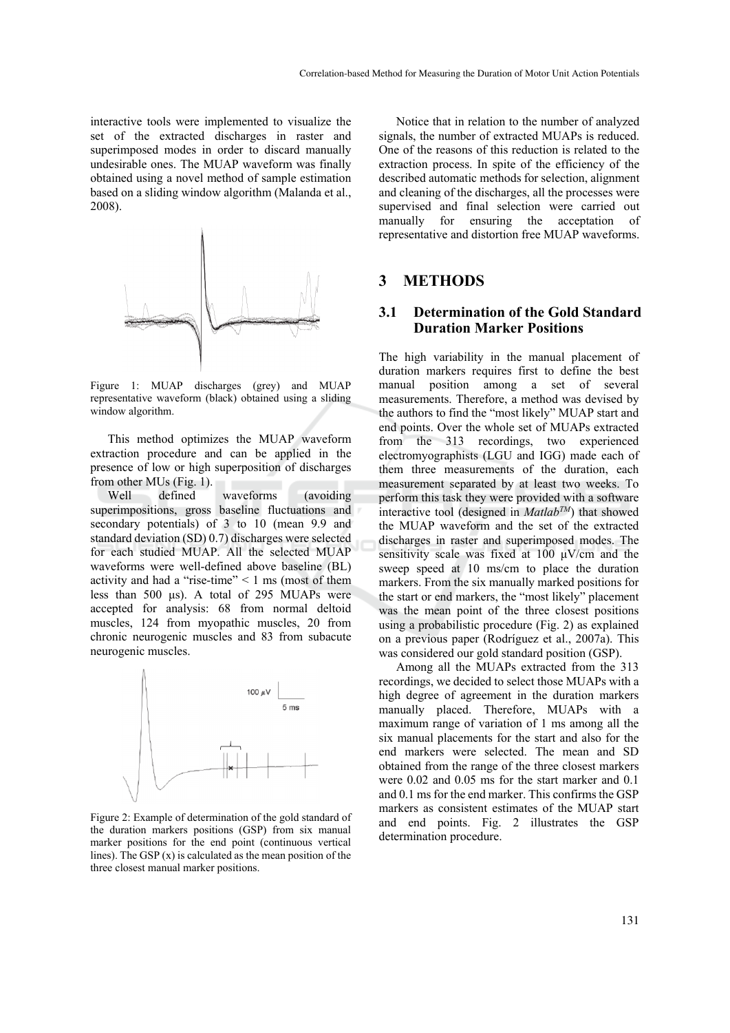interactive tools were implemented to visualize the set of the extracted discharges in raster and superimposed modes in order to discard manually undesirable ones. The MUAP waveform was finally obtained using a novel method of sample estimation based on a sliding window algorithm (Malanda et al., 2008).

Figure 1: MUAP discharges (grey) and MUAP representative waveform (black) obtained using a sliding window algorithm.

This method optimizes the MUAP waveform extraction procedure and can be applied in the presence of low or high superposition of discharges from other MUs (Fig. 1).

Well defined waveforms (avoiding superimpositions, gross baseline fluctuations and secondary potentials) of 3 to 10 (mean 9.9 and standard deviation (SD) 0.7) discharges were selected for each studied MUAP. All the selected MUAP waveforms were well-defined above baseline (BL) activity and had a "rise-time" < 1 ms (most of them less than 500 µs). A total of 295 MUAPs were accepted for analysis: 68 from normal deltoid muscles, 124 from myopathic muscles, 20 from chronic neurogenic muscles and 83 from subacute neurogenic muscles.

Figure 2: Example of determination of the gold standard of the duration markers positions (GSP) from six manual marker positions for the end point (continuous vertical lines). The GSP (x) is calculated as the mean position of the three closest manual marker positions.

Notice that in relation to the number of analyzed signals, the number of extracted MUAPs is reduced. One of the reasons of this reduction is related to the extraction process. In spite of the efficiency of the described automatic methods for selection, alignment and cleaning of the discharges, all the processes were supervised and final selection were carried out manually for ensuring the acceptation of representative and distortion free MUAP waveforms.

# 3 METHODS

## 3.1 Determination of the Gold Standard Duration Marker Positions

The high variability in the manual placement of duration markers requires first to define the best manual position among a set of several measurements. Therefore, a method was devised by the authors to find the "most likely" MUAP start and end points. Over the whole set of MUAPs extracted from the 313 recordings, two experienced electromyographists (LGU and IGG) made each of them three measurements of the duration, each measurement separated by at least two weeks. To perform this task they were provided with a software interactive tool (designed in *Matlab*™) that showed the MUAP waveform and the set of the extracted discharges in raster and superimposed modes. The sensitivity scale was fixed at 100 µV/cm and the sweep speed at 10 ms/cm to place the duration markers. From the six manually marked positions for the start or end markers, the "most likely" placement was the mean point of the three closest positions using a probabilistic procedure (Fig. 2) as explained on a previous paper (Rodríguez et al., 2007a). This was considered our gold standard position (GSP).

Among all the MUAPs extracted from the 313 recordings, we decided to select those MUAPs with a high degree of agreement in the duration markers manually placed. Therefore, MUAPs with a maximum range of variation of 1 ms among all the six manual placements for the start and also for the end markers were selected. The mean and SD obtained from the range of the three closest markers were 0.02 and 0.05 ms for the start marker and 0.1 and 0.1 ms for the end marker. This confirms the GSP markers as consistent estimates of the MUAP start and end points. Fig. 2 illustrates the GSP determination procedure.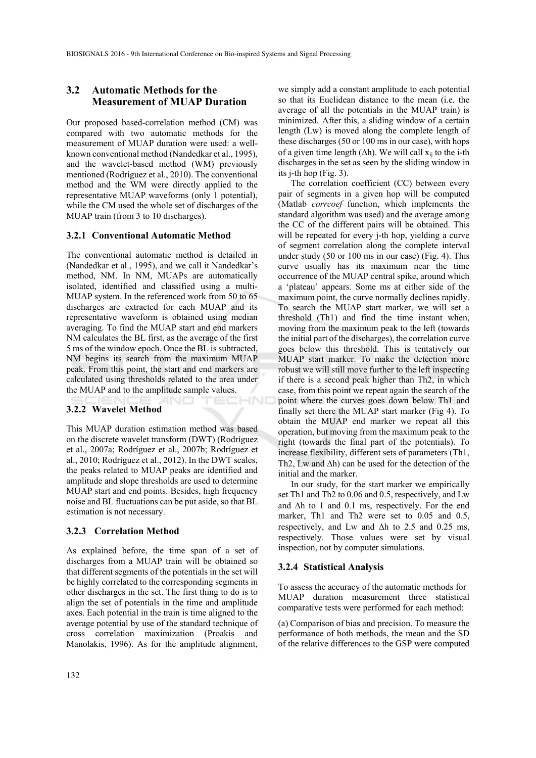## 3.2 Automatic Methods for the Measurement of MUAP Duration

Our proposed based-correlation method (CM) was compared with two automatic methods for the measurement of MUAP duration were used: a well-known conventional method (Nandedkar et al., 1995), and the wavelet-based method (WM) previously mentioned (Rodríguez et al., 2010). The conventional method and the WM were directly applied to the representative MUAP waveforms (only 1 potential), while the CM used the whole set of discharges of the MUAP train (from 3 to 10 discharges).

### 3.2.1 Conventional Automatic Method

The conventional automatic method is detailed in (Nandedkar et al., 1995), and we call it Nandedkar's method, NM. In NM, MUAPs are automatically isolated, identified and classified using a multi-MUAP system. In the referenced work from 50 to 65 discharges are extracted for each MUAP and its representative waveform is obtained using median averaging. To find the MUAP start and end markers NM calculates the BL first, as the average of the first 5 ms of the window epoch. Once the BL is subtracted, NM begins its search from the maximum MUAP peak. From this point, the start and end markers are calculated using thresholds related to the area under the MUAP and to the amplitude sample values.

### 3.2.2 Wavelet Method

This MUAP duration estimation method was based on the discrete wavelet transform (DWT) (Rodríguez et al., 2007a; Rodríguez et al., 2007b; Rodríguez et al., 2010; Rodríguez et al., 2012). In the DWT scales, the peaks related to MUAP peaks are identified and amplitude and slope thresholds are used to determine MUAP start and end points. Besides, high frequency noise and BL fluctuations can be put aside, so that BL estimation is not necessary.

### 3.2.3 Correlation Method

As explained before, the time span of a set of discharges from a MUAP train will be obtained so that different segments of the potentials in the set will be highly correlated to the corresponding segments in other discharges in the set. The first thing to do is to align the set of potentials in the time and amplitude axes. Each potential in the train is time aligned to the average potential by use of the standard technique of cross correlation maximization (Proakis and Manolakis, 1996). As for the amplitude alignment, we simply add a constant amplitude to each potential so that its Euclidean distance to the mean (i.e. the average of all the potentials in the MUAP train) is minimized. After this, a sliding window of a certain length (Lw) is moved along the complete length of these discharges (50 or 100 ms in our case), with hops of a given time length (Δh). We will call $x_{ij}$ to the i-th discharges in the set as seen by the sliding window in its j-th hop (Fig. 3).

The correlation coefficient (CC) between every pair of segments in a given hop will be computed (Matlab *corrcoef* function, which implements the standard algorithm was used) and the average among the CC of the different pairs will be obtained. This will be repeated for every j-th hop, yielding a curve of segment correlation along the complete interval under study (50 or 100 ms in our case) (Fig. 4). This curve usually has its maximum near the time occurrence of the MUAP central spike, around which a 'plateau' appears. Some ms at either side of the maximum point, the curve normally declines rapidly. To search the MUAP start marker, we will set a threshold (Th1) and find the time instant when, moving from the maximum peak to the left (towards the initial part of the discharges), the correlation curve goes below this threshold. This is tentatively our MUAP start marker. To make the detection more robust we will still move further to the left inspecting if there is a second peak higher than Th2, in which case, from this point we repeat again the search of the point where the curves goes down below Th1 and finally set there the MUAP start marker (Fig 4). To obtain the MUAP end marker we repeat all this operation, but moving from the maximum peak to the right (towards the final part of the potentials). To increase flexibility, different sets of parameters (Th1, Th2, Lw and Δh) can be used for the detection of the initial and the marker.

In our study, for the start marker we empirically set Th1 and Th2 to 0.06 and 0.5, respectively, and Lw and Δh to 1 and 0.1 ms, respectively. For the end marker, Th1 and Th2 were set to 0.05 and 0.5, respectively, and Lw and Δh to 2.5 and 0.25 ms, respectively. Those values were set by visual inspection, not by computer simulations.

### 3.2.4 Statistical Analysis

To assess the accuracy of the automatic methods for MUAP duration measurement three statistical comparative tests were performed for each method:

(a) Comparison of bias and precision. To measure the performance of both methods, the mean and the SD of the relative differences to the GSP were computed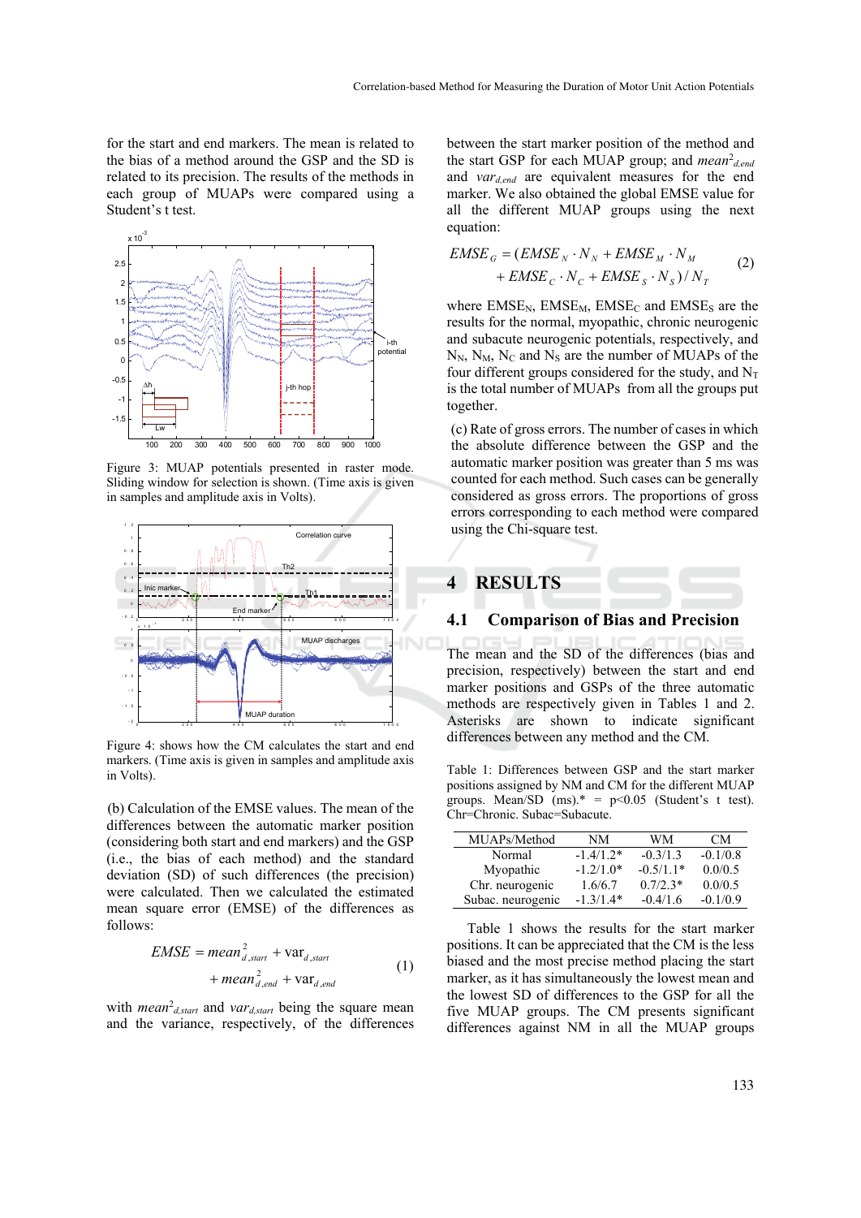for the start and end markers. The mean is related to the bias of a method around the GSP and the SD is related to its precision. The results of the methods in each group of MUAPs were compared using a Student's t test.

Figure 3: MUAP potentials presented in raster mode. Sliding window for selection is shown. (Time axis is given in samples and amplitude axis in Volts).

Figure 4: shows how the CM calculates the start and end markers. (Time axis is given in samples and amplitude axis in Volts).

(b) Calculation of the EMSE values. The mean of the differences between the automatic marker position (considering both start and end markers) and the GSP (i.e., the bias of each method) and the standard deviation (SD) of such differences (the precision) were calculated. Then we calculated the estimated mean square error (EMSE) of the differences as follows:

$$EMSE = mean_{d,start}^{2} + \text{var}_{d,start} + mean_{d,end}^{2} + \text{var}_{d,end} \quad (1)$$

with $mean^2_{d,start}$ and $var_{d,start}$ being the square mean and the variance, respectively, of the differences between the start marker position of the method and the start GSP for each MUAP group; and $mean^2_{d,end}$ and $var_{d,end}$ are equivalent measures for the end marker. We also obtained the global EMSE value for all the different MUAP groups using the next equation:

$$EMSE_G = (EMSE_N \cdot N_N + EMSE_M \cdot N_M + EMSE_C \cdot N_C + EMSE_S \cdot N_S) / N_T \quad (2)$$

where $EMSE_N$, $EMSE_M$, $EMSE_C$ and $EMSE_S$ are the results for the normal, myopathic, chronic neurogenic and subacute neurogenic potentials, respectively, and $N_N$, $N_M$, $N_C$ and $N_S$ are the number of MUAPs of the four different groups considered for the study, and $N_T$ is the total number of MUAPs from all the groups put together.

(c) Rate of gross errors. The number of cases in which the absolute difference between the GSP and the automatic marker position was greater than 5 ms was counted for each method. Such cases can be generally considered as gross errors. The proportions of gross errors corresponding to each method were compared using the Chi-square test.

# 4 RESULTS

## 4.1 Comparison of Bias and Precision

The mean and the SD of the differences (bias and precision, respectively) between the start and end marker positions and GSPs of the three automatic methods are respectively given in Tables 1 and 2. Asterisks are shown to indicate significant differences between any method and the CM.

Table 1: Differences between GSP and the start marker positions assigned by NM and CM for the different MUAP groups. Mean/SD (ms).* = p<0.05 (Student's t test). Chr=Chronic. Subac=Subacute.

| MUAPs/Method | NM | WM | CM |
|---|---|---|---|
| Normal | -1.4/1.2* | -0.3/1.3 | -0.1/0.8 |
| Myopathic | -1.2/1.0* | -0.5/1.1* | 0.0/0.5 |
| Chr. neurogenic | 1.6/6.7 | 0.7/2.3* | 0.0/0.5 |
| Subac. neurogenic | -1.3/1.4* | -0.4/1.6 | -0.1/0.9 |

Table 1 shows the results for the start marker positions. It can be appreciated that the CM is the less biased and the most precise method placing the start marker, as it has simultaneously the lowest mean and the lowest SD of differences to the GSP for all the five MUAP groups. The CM presents significant differences against NM in all the MUAP groups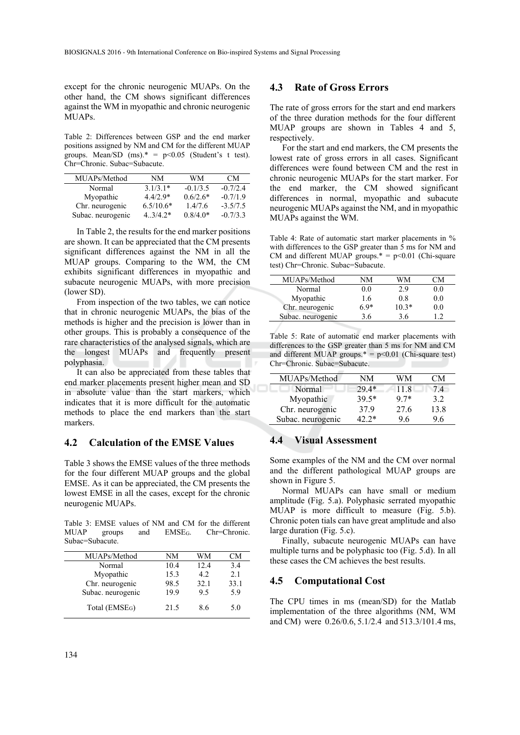except for the chronic neurogenic MUAPs. On the other hand, the CM shows significant differences against the WM in myopathic and chronic neurogenic MUAPs.

Table 2: Differences between GSP and the end marker positions assigned by NM and CM for the different MUAP groups. Mean/SD (ms).* = p<0.05 (Student's t test). Chr=Chronic. Subac=Subacute.

| MUAPs/Method | NM | WM | CM |
|---|---|---|---|
| Normal | 3.1/3.1* | -0.1/3.5 | -0.7/2.4 |
| Myopathic | 4.4/2.9* | 0.6/2.6* | -0.7/1.9 |
| Chr. neurogenic | 6.5/10.6* | 1.4/7.6 | -3.5/7.5 |
| Subac. neurogenic | 4..3/4.2* | 0.8/4.0* | -0.7/3.3 |

In Table 2, the results for the end marker positions are shown. It can be appreciated that the CM presents significant differences against the NM in all the MUAP groups. Comparing to the WM, the CM exhibits significant differences in myopathic and subacute neurogenic MUAPs, with more precision (lower SD).

From inspection of the two tables, we can notice that in chronic neurogenic MUAPs, the bias of the methods is higher and the precision is lower than in other groups. This is probably a consequence of the rare characteristics of the analysed signals, which are the longest MUAPs and frequently present polyphasia.

It can also be appreciated from these tables that end marker placements present higher mean and SD in absolute value than the start markers, which indicates that it is more difficult for the automatic methods to place the end markers than the start markers.

## 4.2 Calculation of the EMSE Values

Table 3 shows the EMSE values of the three methods for the four different MUAP groups and the global EMSE. As it can be appreciated, the CM presents the lowest EMSE in all the cases, except for the chronic neurogenic MUAPs.

Table 3: EMSE values of NM and CM for the different MUAP groups and $EMSE_G$. Chr=Chronic. Subac=Subacute.

| MUAPs/Method | NM | WM | CM |
|---|---|---|---|
| Normal | 10.4 | 12.4 | 3.4 |
| Myopathic | 15.3 | 4.2 | 2.1 |
| Chr. neurogenic | 98.5 | 32.1 | 33.1 |
| Subac. neurogenic | 19.9 | 9.5 | 5.9 |
| Total ($EMSE_G$) | 21.5 | 8.6 | 5.0 |

## 4.3 Rate of Gross Errors

The rate of gross errors for the start and end markers of the three duration methods for the four different MUAP groups are shown in Tables 4 and 5, respectively.

For the start and end markers, the CM presents the lowest rate of gross errors in all cases. Significant differences were found between CM and the rest in chronic neurogenic MUAPs for the start marker. For the end marker, the CM showed significant differences in normal, myopathic and subacute neurogenic MUAPs against the NM, and in myopathic MUAPs against the WM.

Table 4: Rate of automatic start marker placements in % with differences to the GSP greater than 5 ms for NM and CM and different MUAP groups.* = p<0.01 (Chi-square test) Chr=Chronic. Subac=Subacute.

| MUAPs/Method | NM | WM | CM |
|---|---|---|---|
| Normal | 0.0 | 2.9 | 0.0 |
| Myopathic | 1.6 | 0.8 | 0.0 |
| Chr. neurogenic | 6.9* | 10.3* | 0.0 |
| Subac. neurogenic | 3.6 | 3.6 | 1.2 |

Table 5: Rate of automatic end marker placements with differences to the GSP greater than 5 ms for NM and CM and different MUAP groups.* = p<0.01 (Chi-square test) Chr=Chronic. Subac=Subacute.

| MUAPs/Method | NM | WM | CM |
|---|---|---|---|
| Normal | 29.4* | 11.8 | 7.4 |
| Myopathic | 39.5* | 9.7* | 3.2 |
| Chr. neurogenic | 37.9 | 27.6 | 13.8 |
| Subac. neurogenic | 42.2* | 9.6 | 9.6 |

## 4.4 Visual Assessment

Some examples of the NM and the CM over normal and the different pathological MUAP groups are shown in Figure 5.

Normal MUAPs can have small or medium amplitude (Fig. 5.a). Polyphasic serrated myopathic MUAP is more difficult to measure (Fig. 5.b). Chronic poten tials can have great amplitude and also large duration (Fig. 5.c).

Finally, subacute neurogenic MUAPs can have multiple turns and be polyphasic too (Fig. 5.d). In all these cases the CM achieves the best results.

## 4.5 Computational Cost

The CPU times in ms (mean/SD) for the Matlab implementation of the three algorithms (NM, WM and CM) were 0.26/0.6, 5.1/2.4 and 513.3/101.4 ms,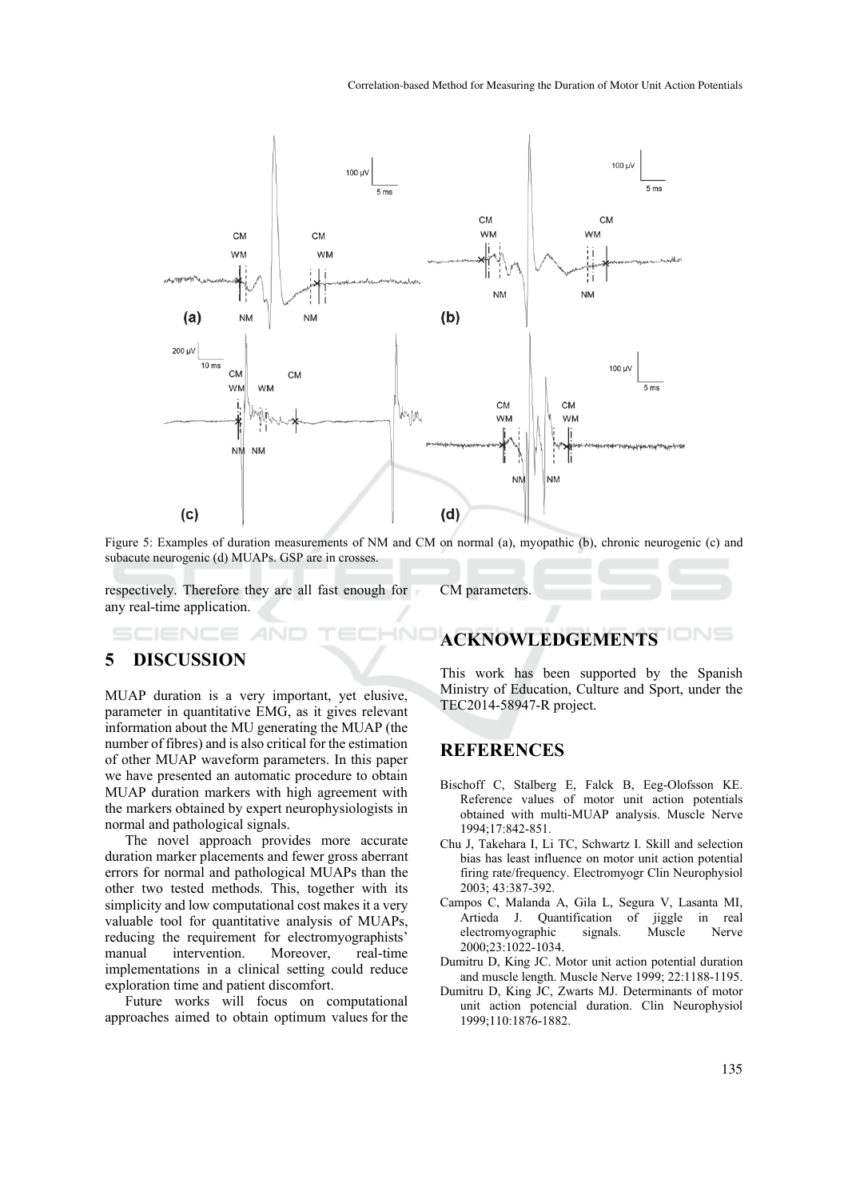Figure 5: Examples of duration measurements of NM and CM on normal (a), myopathic (b), chronic neurogenic (c) and subacute neurogenic (d) MUAPs. GSP are in crosses.

respectively. Therefore they are all fast enough for any real-time application.

## 5 DISCUSSION

MUAP duration is a very important, yet elusive, parameter in quantitative EMG, as it gives relevant information about the MU generating the MUAP (the number of fibres) and is also critical for the estimation of other MUAP waveform parameters. In this paper we have presented an automatic procedure to obtain MUAP duration markers with high agreement with the markers obtained by expert neurophysiologists in normal and pathological signals.

The novel approach provides more accurate duration marker placements and fewer gross aberrant errors for normal and pathological MUAPs than the other two tested methods. This, together with its simplicity and low computational cost makes it a very valuable tool for quantitative analysis of MUAPs, reducing the requirement for electromyographists' manual intervention. Moreover, real-time implementations in a clinical setting could reduce exploration time and patient discomfort.

Future works will focus on computational approaches aimed to obtain optimum values for the CM parameters.

## ACKNOWLEDGEMENTS

This work has been supported by the Spanish Ministry of Education, Culture and Sport, under the TEC2014-58947-R project.

## REFERENCES

Bischoff C, Stalberg E, Falck B, Eeg-Olofsson KE. Reference values of motor unit action potentials obtained with multi-MUAP analysis. Muscle Nerve 1994;17:842-851.

Chu J, Takehara I, Li TC, Schwartz I. Skill and selection bias has least influence on motor unit action potential firing rate/frequency. Electromyogr Clin Neurophysiol 2003; 43:387-392.

Campos C, Malanda A, Gila L, Segura V, Lasanta MI, Artieda J. Quantification of jiggle in real electromyographic signals. Muscle Nerve 2000;23:1022-1034.

Dumitru D, King JC. Motor unit action potential duration and muscle length. Muscle Nerve 1999; 22:1188-1195.

Dumitru D, King JC, Zwarts MJ. Determinants of motor unit action potencial duration. Clin Neurophysiol 1999;110:1876-1882.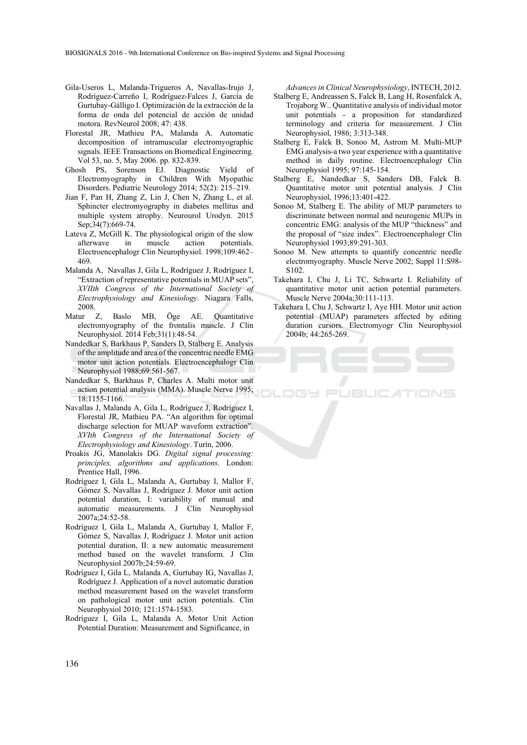Gila-Useros L, Malanda-Trigueros A, Navallas-Irujo J, Rodríguez-Carreño I, Rodríguez-Falces J, García de Gurtubay-Gálligo I. Optimización de la extracción de la forma de onda del potencial de acción de unidad motora. RevNeurol 2008; 47: 438.

Florestal JR, Mathieu PA, Malanda A. Automatic decomposition of intramuscular electromyographic signals. IEEE Transactions on Biomedical Engineering. Vol 53, no. 5, May 2006. pp. 832-839.

Ghosh PS, Sorenson EJ. Diagnostic Yield of Electromyography in Children With Myopathic Disorders. Pediatric Neurology 2014; 52(2): 215–219.

Jian F, Pan H, Zhang Z, Lin J, Chen N, Zhang L, et al. Sphincter electromyography in diabetes mellitus and multiple system atrophy. Neurourol Urodyn. 2015 Sep;34(7):669-74.

Lateva Z, McGill K. The physiological origin of the slow afterwave in muscle action potentials. Electroencephalogr Clin Neurophysiol. 1998;109:462–469.

Malanda A, Navallas J, Gila L, Rodríguez J, Rodríguez I, "Extraction of representative potentials in MUAP sets", *XVIIth Congress of the International Society of Electrophysiology and Kinesiology*. Niagara Falls, 2008.

Matur Z, Baslo MB, Öge AE. Quantitative electromyography of the frontalis muscle. J Clin Neurophysiol. 2014 Feb;31(1):48-54.

Nandedkar S, Barkhaus P, Sanders D, Stalberg E. Analysis of the amplitude and area of the concentric needle EMG motor unit action potentials. Electroencephalogr Clin Neurophysiol 1988;69:561-567.

Nandedkar S, Barkhaus P, Charles A. Multi motor unit action potential analysis (MMA). Muscle Nerve 1995; 18:1155-1166.

Navallas J, Malanda A, Gila L, Rodríguez J, Rodríguez I, Florestal JR, Mathieu PA. "An algorithm for optimal discharge selection for MUAP waveform extraction". *XVIth Congress of the International Society of Electrophysiology and Kinesiology*. Turín, 2006.

Proakis JG, Manolakis DG. *Digital signal processing: principles, algorithms and applications*. London: Prentice Hall, 1996.

Rodríguez I, Gila L, Malanda A, Gurtubay I, Mallor F, Gómez S, Navallas J, Rodríguez J. Motor unit action potential duration, I: variability of manual and automatic measurements. J Clin Neurophysiol 2007a;24:52-58.

Rodríguez I, Gila L, Malanda A, Gurtubay I, Mallor F, Gómez S, Navallas J, Rodríguez J. Motor unit action potential duration, II: a new automatic measurement method based on the wavelet transform. J Clin Neurophysiol 2007b;24:59-69.

Rodríguez I, Gila L, Malanda A, Gurtubay IG, Navallas J, Rodríguez J. Application of a novel automatic duration method measurement based on the wavelet transform on pathological motor unit action potentials. Clin Neurophysiol 2010; 121:1574-1583.

Rodríguez I, Gila L, Malanda A. Motor Unit Action Potential Duration: Measurement and Significance, in *Advances in Clinical Neurophysiology*, INTECH, 2012.

Stalberg E, Andreassen S, Falck B, Lang H, Rosenfalck A, Trojaborg W.. Quantitative analysis of individual motor unit potentials - a proposition for standardized terminology and criteria for measurement. J Clin Neurophysiol, 1986; 3:313-348.

Stalberg E, Falck B, Sonoo M, Astrom M. Multi-MUP EMG analysis-a two year experience with a quantitative method in daily routine. Electroencephalogr Clin Neurophysiol 1995; 97:145-154.

Stalberg E, Nandedkar S, Sanders DB, Falck B. Quantitative motor unit potential analysis. J Clin Neurophysiol, 1996;13:401-422.

Sonoo M, Stalberg E. The ability of MUP parameters to discriminate between normal and neurogenic MUPs in concentric EMG: analysis of the MUP "thickness" and the proposal of "size index". Electroencephalogr Clin Neurophysiol 1993;89:291-303.

Sonoo M. New attempts to quantify concentric needle electromyography. Muscle Nerve 2002; Suppl 11:S98-S102.

Takehara I, Chu J, Li TC, Schwartz I. Reliability of quantitative motor unit action potential parameters. Muscle Nerve 2004a;30:111-113.

Takehara I, Chu J, Schwartz I, Aye HH. Motor unit action potential (MUAP) parameters affected by editing duration cursors. Electromyogr Clin Neurophysiol 2004b; 44:265-269.